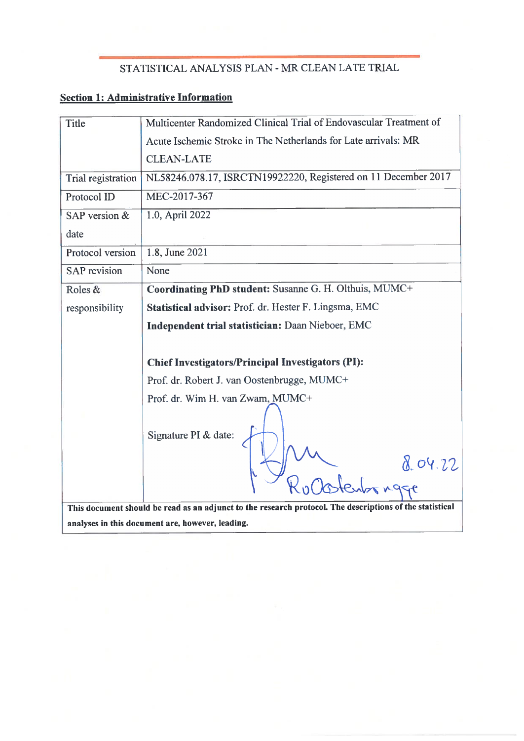STATISTICAL ANALYSIS PLAN - MR CLEAN LATE TRIAL

## Section 1: Administrative Information

| | |
|---|---|
| Title | Multicenter Randomized Clinical Trial of Endovascular Treatment of Acute Ischemic Stroke in The Netherlands for Late arrivals: MR CLEAN-LATE |
| Trial registration | NL58246.078.17, ISRCTN19922220, Registered on 11 December 2017 |
| Protocol ID | MEC-2017-367 |
| SAP version & date | 1.0, April 2022 |
| Protocol version | 1.8, June 2021 |
| SAP revision | None |
| Roles & responsibility | **Coordinating PhD student:** Susanne G. H. Olthuis, MUMC+<br>**Statistical advisor:** Prof. dr. Hester F. Lingsma, EMC<br>**Independent trial statistician:** Daan Nieboer, EMC<br><br>**Chief Investigators/Principal Investigators (PI):**<br>Prof. dr. Robert J. van Oostenbrugge, MUMC+<br>Prof. dr. Wim H. van Zwam, MUMC+<br><br>Signature PI & date: [signature] 8.04.22 RvOostenbrugge |
| **This document should be read as an adjunct to the research protocol. The descriptions of the statistical analyses in this document are, however, leading.** | |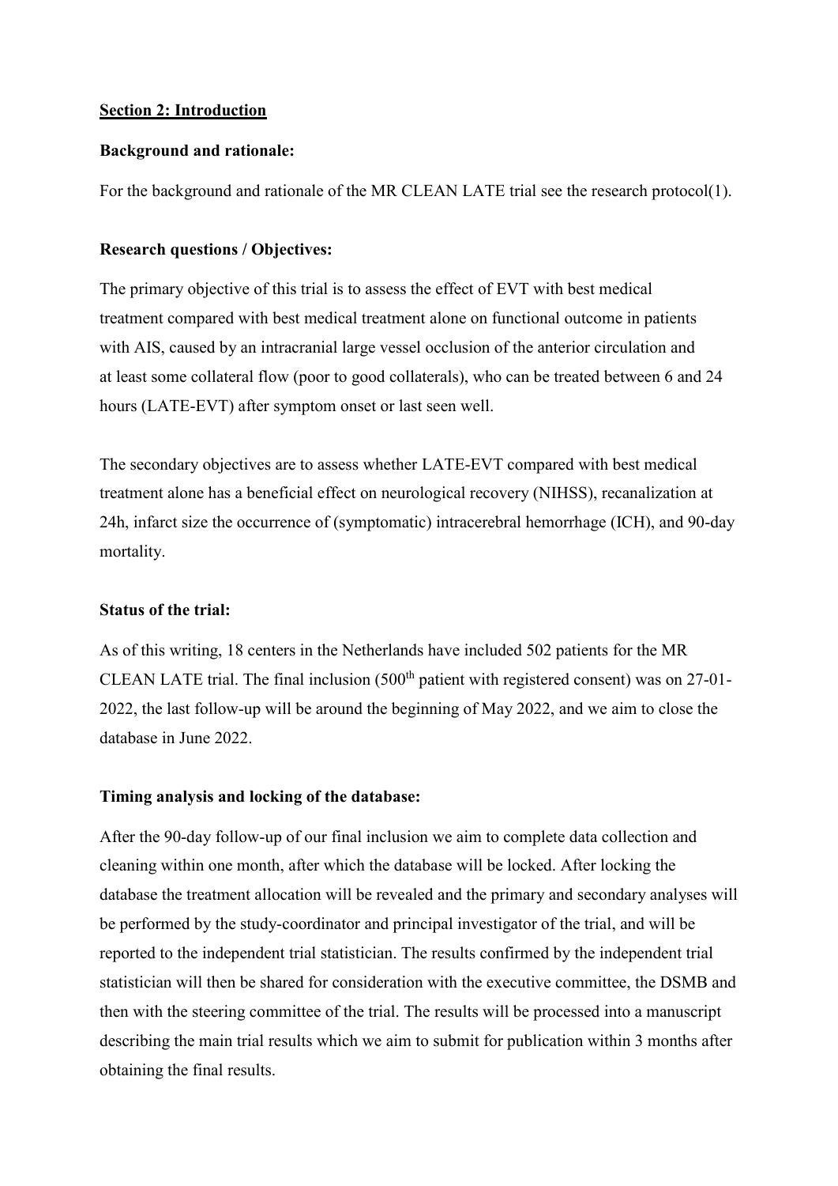## Section 2: Introduction

**Background and rationale:**

For the background and rationale of the MR CLEAN LATE trial see the research protocol(1).

**Research questions / Objectives:**

The primary objective of this trial is to assess the effect of EVT with best medical treatment compared with best medical treatment alone on functional outcome in patients with AIS, caused by an intracranial large vessel occlusion of the anterior circulation and at least some collateral flow (poor to good collaterals), who can be treated between 6 and 24 hours (LATE-EVT) after symptom onset or last seen well.

The secondary objectives are to assess whether LATE-EVT compared with best medical treatment alone has a beneficial effect on neurological recovery (NIHSS), recanalization at 24h, infarct size the occurrence of (symptomatic) intracerebral hemorrhage (ICH), and 90-day mortality.

**Status of the trial:**

As of this writing, 18 centers in the Netherlands have included 502 patients for the MR CLEAN LATE trial. The final inclusion (500th patient with registered consent) was on 27-01-2022, the last follow-up will be around the beginning of May 2022, and we aim to close the database in June 2022.

**Timing analysis and locking of the database:**

After the 90-day follow-up of our final inclusion we aim to complete data collection and cleaning within one month, after which the database will be locked. After locking the database the treatment allocation will be revealed and the primary and secondary analyses will be performed by the study-coordinator and principal investigator of the trial, and will be reported to the independent trial statistician. The results confirmed by the independent trial statistician will then be shared for consideration with the executive committee, the DSMB and then with the steering committee of the trial. The results will be processed into a manuscript describing the main trial results which we aim to submit for publication within 3 months after obtaining the final results.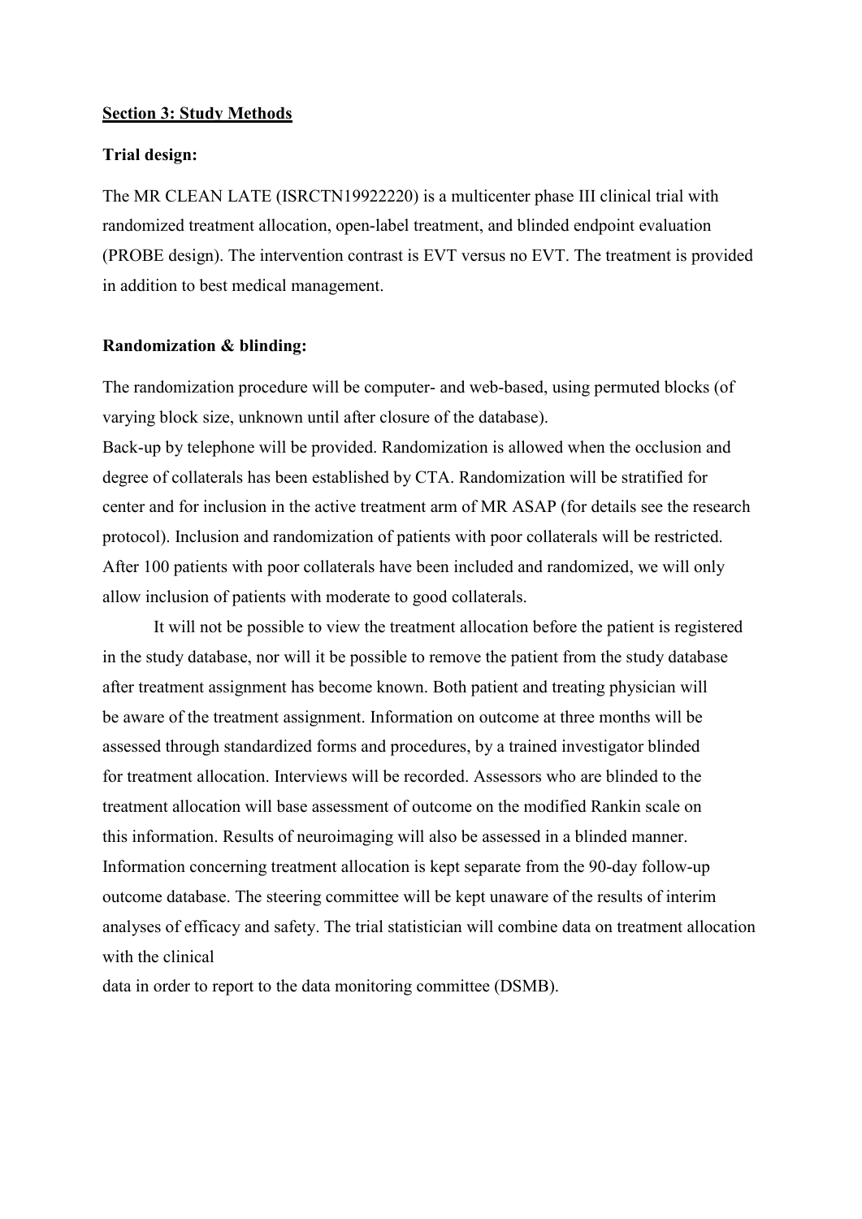## Section 3: Study Methods

**Trial design:**

The MR CLEAN LATE (ISRCTN19922220) is a multicenter phase III clinical trial with randomized treatment allocation, open-label treatment, and blinded endpoint evaluation (PROBE design). The intervention contrast is EVT versus no EVT. The treatment is provided in addition to best medical management.

**Randomization & blinding:**

The randomization procedure will be computer- and web-based, using permuted blocks (of varying block size, unknown until after closure of the database).
Back-up by telephone will be provided. Randomization is allowed when the occlusion and degree of collaterals has been established by CTA. Randomization will be stratified for center and for inclusion in the active treatment arm of MR ASAP (for details see the research protocol). Inclusion and randomization of patients with poor collaterals will be restricted. After 100 patients with poor collaterals have been included and randomized, we will only allow inclusion of patients with moderate to good collaterals.

It will not be possible to view the treatment allocation before the patient is registered in the study database, nor will it be possible to remove the patient from the study database after treatment assignment has become known. Both patient and treating physician will be aware of the treatment assignment. Information on outcome at three months will be assessed through standardized forms and procedures, by a trained investigator blinded for treatment allocation. Interviews will be recorded. Assessors who are blinded to the treatment allocation will base assessment of outcome on the modified Rankin scale on this information. Results of neuroimaging will also be assessed in a blinded manner. Information concerning treatment allocation is kept separate from the 90-day follow-up outcome database. The steering committee will be kept unaware of the results of interim analyses of efficacy and safety. The trial statistician will combine data on treatment allocation with the clinical
data in order to report to the data monitoring committee (DSMB).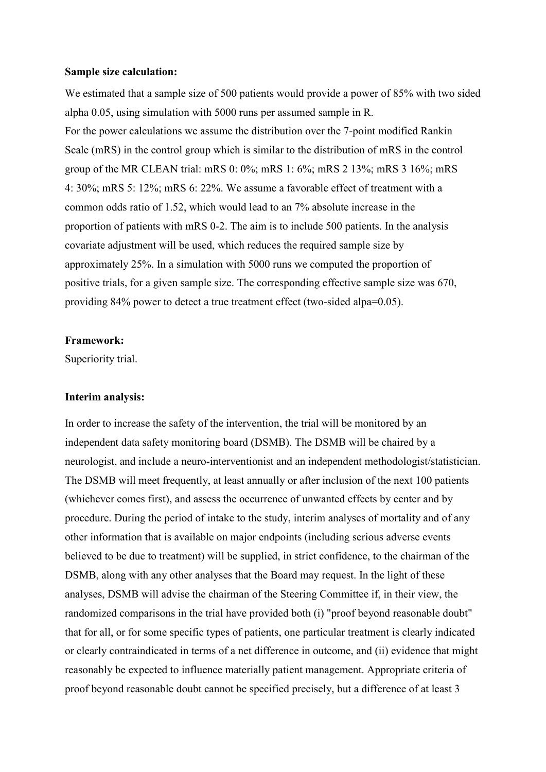**Sample size calculation:**

We estimated that a sample size of 500 patients would provide a power of 85% with two sided alpha 0.05, using simulation with 5000 runs per assumed sample in R.

For the power calculations we assume the distribution over the 7-point modified Rankin Scale (mRS) in the control group which is similar to the distribution of mRS in the control group of the MR CLEAN trial: mRS 0: 0%; mRS 1: 6%; mRS 2 13%; mRS 3 16%; mRS 4: 30%; mRS 5: 12%; mRS 6: 22%. We assume a favorable effect of treatment with a common odds ratio of 1.52, which would lead to an 7% absolute increase in the proportion of patients with mRS 0-2. The aim is to include 500 patients. In the analysis covariate adjustment will be used, which reduces the required sample size by approximately 25%. In a simulation with 5000 runs we computed the proportion of positive trials, for a given sample size. The corresponding effective sample size was 670, providing 84% power to detect a true treatment effect (two-sided alpa=0.05).

**Framework:**

Superiority trial.

**Interim analysis:**

In order to increase the safety of the intervention, the trial will be monitored by an independent data safety monitoring board (DSMB). The DSMB will be chaired by a neurologist, and include a neuro-interventionist and an independent methodologist/statistician. The DSMB will meet frequently, at least annually or after inclusion of the next 100 patients (whichever comes first), and assess the occurrence of unwanted effects by center and by procedure. During the period of intake to the study, interim analyses of mortality and of any other information that is available on major endpoints (including serious adverse events believed to be due to treatment) will be supplied, in strict confidence, to the chairman of the DSMB, along with any other analyses that the Board may request. In the light of these analyses, DSMB will advise the chairman of the Steering Committee if, in their view, the randomized comparisons in the trial have provided both (i) "proof beyond reasonable doubt" that for all, or for some specific types of patients, one particular treatment is clearly indicated or clearly contraindicated in terms of a net difference in outcome, and (ii) evidence that might reasonably be expected to influence materially patient management. Appropriate criteria of proof beyond reasonable doubt cannot be specified precisely, but a difference of at least 3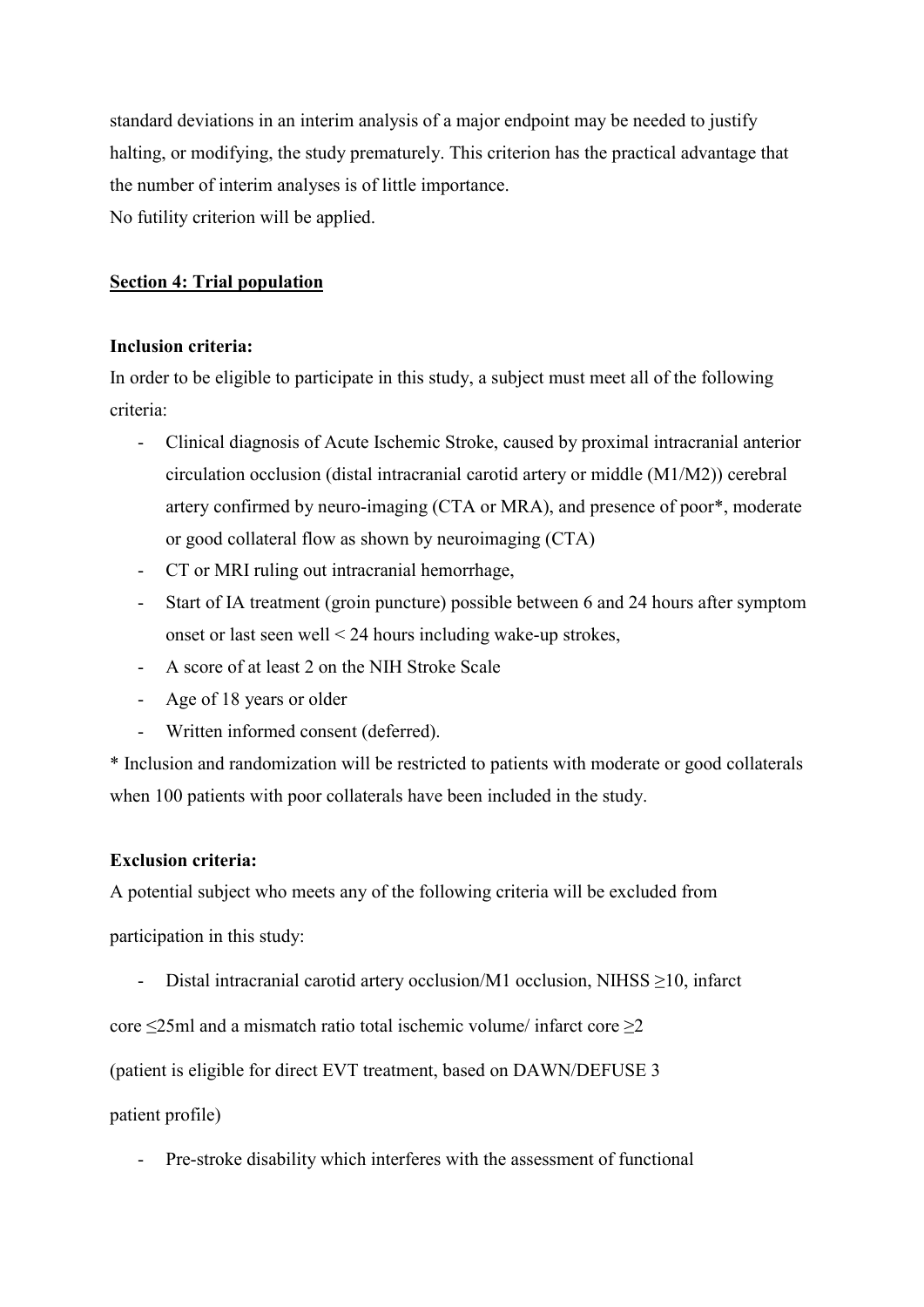standard deviations in an interim analysis of a major endpoint may be needed to justify halting, or modifying, the study prematurely. This criterion has the practical advantage that the number of interim analyses is of little importance.
No futility criterion will be applied.

## Section 4: Trial population

**Inclusion criteria:**

In order to be eligible to participate in this study, a subject must meet all of the following criteria:

- Clinical diagnosis of Acute Ischemic Stroke, caused by proximal intracranial anterior circulation occlusion (distal intracranial carotid artery or middle (M1/M2)) cerebral artery confirmed by neuro-imaging (CTA or MRA), and presence of poor*, moderate or good collateral flow as shown by neuroimaging (CTA)
- CT or MRI ruling out intracranial hemorrhage,
- Start of IA treatment (groin puncture) possible between 6 and 24 hours after symptom onset or last seen well < 24 hours including wake-up strokes,
- A score of at least 2 on the NIH Stroke Scale
- Age of 18 years or older
- Written informed consent (deferred).

* Inclusion and randomization will be restricted to patients with moderate or good collaterals when 100 patients with poor collaterals have been included in the study.

**Exclusion criteria:**

A potential subject who meets any of the following criteria will be excluded from participation in this study:

- Distal intracranial carotid artery occlusion/M1 occlusion, NIHSS ≥10, infarct core ≤25ml and a mismatch ratio total ischemic volume/ infarct core ≥2 (patient is eligible for direct EVT treatment, based on DAWN/DEFUSE 3 patient profile)
- Pre-stroke disability which interferes with the assessment of functional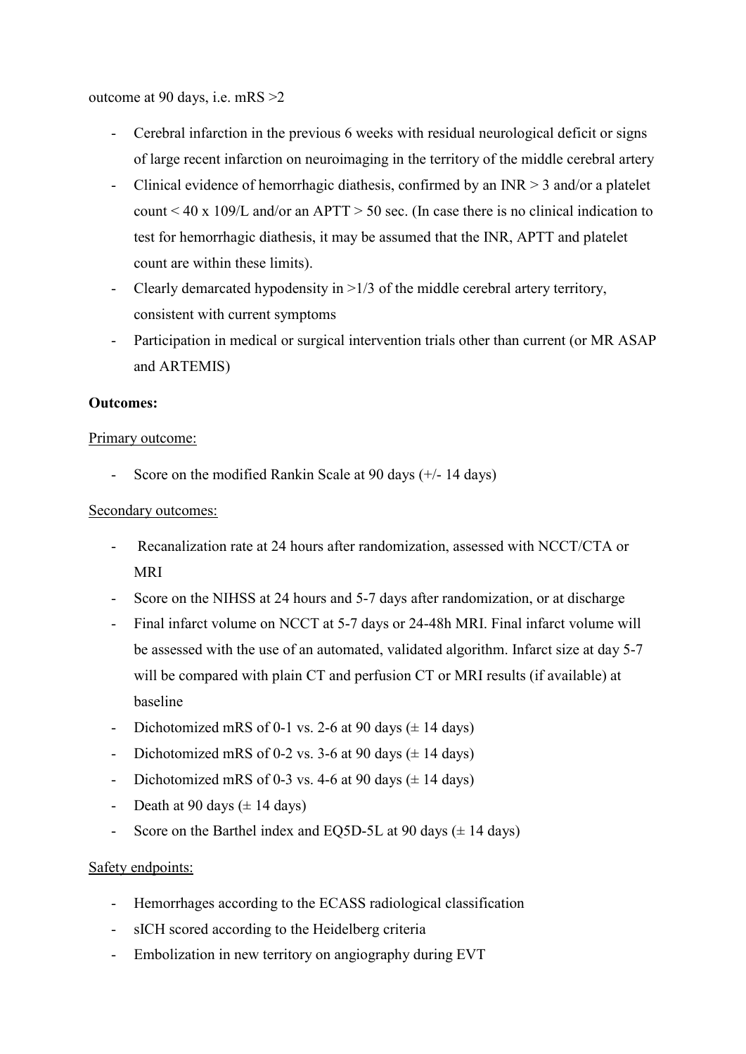outcome at 90 days, i.e. mRS >2

- Cerebral infarction in the previous 6 weeks with residual neurological deficit or signs of large recent infarction on neuroimaging in the territory of the middle cerebral artery
- Clinical evidence of hemorrhagic diathesis, confirmed by an INR > 3 and/or a platelet count < 40 x 109/L and/or an APTT > 50 sec. (In case there is no clinical indication to test for hemorrhagic diathesis, it may be assumed that the INR, APTT and platelet count are within these limits).
- Clearly demarcated hypodensity in >1/3 of the middle cerebral artery territory, consistent with current symptoms
- Participation in medical or surgical intervention trials other than current (or MR ASAP and ARTEMIS)

**Outcomes:**

Primary outcome:

- Score on the modified Rankin Scale at 90 days (+/- 14 days)

Secondary outcomes:

- Recanalization rate at 24 hours after randomization, assessed with NCCT/CTA or MRI
- Score on the NIHSS at 24 hours and 5-7 days after randomization, or at discharge
- Final infarct volume on NCCT at 5-7 days or 24-48h MRI. Final infarct volume will be assessed with the use of an automated, validated algorithm. Infarct size at day 5-7 will be compared with plain CT and perfusion CT or MRI results (if available) at baseline
- Dichotomized mRS of 0-1 vs. 2-6 at 90 days (± 14 days)
- Dichotomized mRS of 0-2 vs. 3-6 at 90 days (± 14 days)
- Dichotomized mRS of 0-3 vs. 4-6 at 90 days (± 14 days)
- Death at 90 days (± 14 days)
- Score on the Barthel index and EQ5D-5L at 90 days (± 14 days)

Safety endpoints:

- Hemorrhages according to the ECASS radiological classification
- sICH scored according to the Heidelberg criteria
- Embolization in new territory on angiography during EVT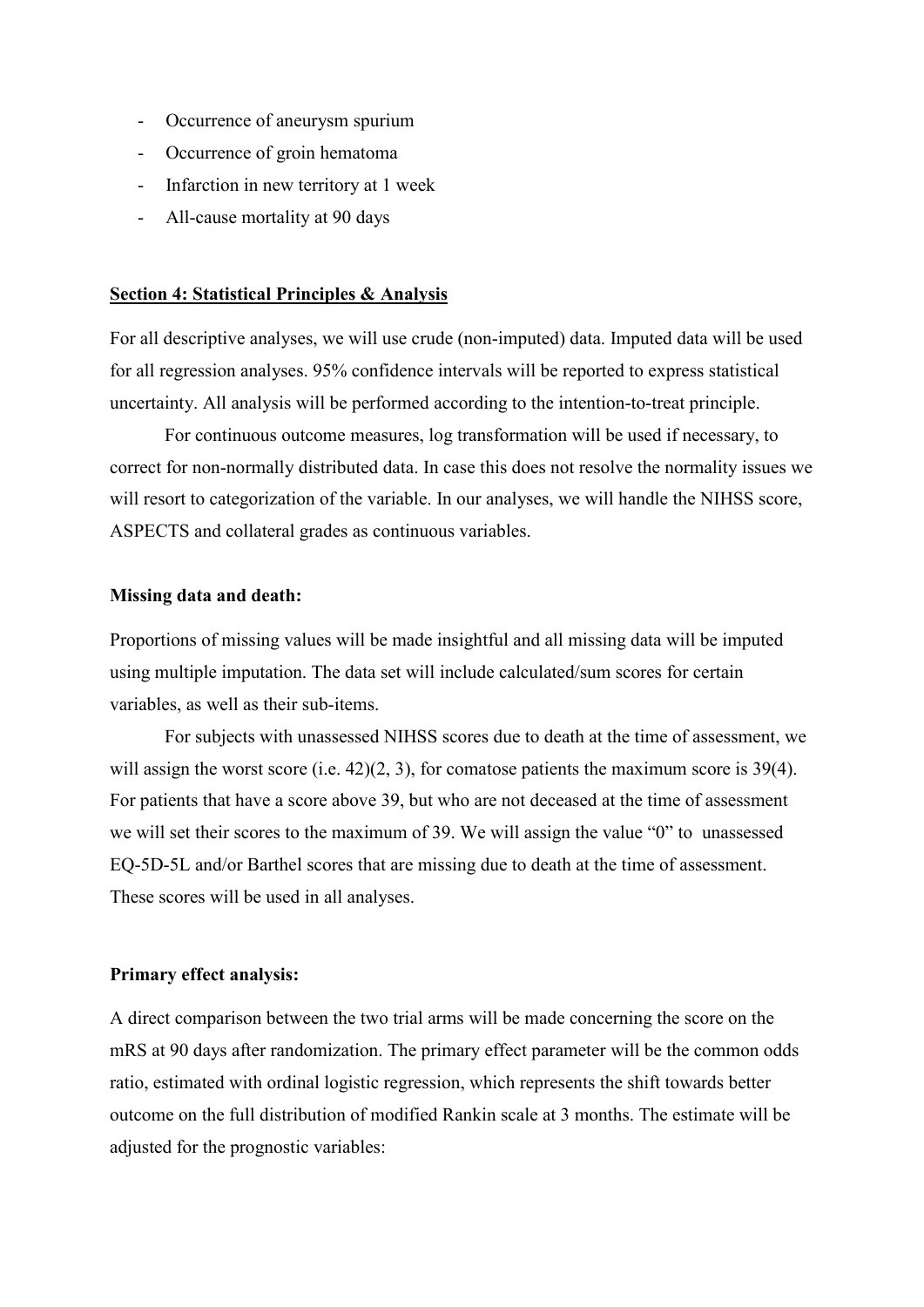- Occurrence of aneurysm spurium
- Occurrence of groin hematoma
- Infarction in new territory at 1 week
- All-cause mortality at 90 days

## Section 4: Statistical Principles & Analysis

For all descriptive analyses, we will use crude (non-imputed) data. Imputed data will be used for all regression analyses. 95% confidence intervals will be reported to express statistical uncertainty. All analysis will be performed according to the intention-to-treat principle.

For continuous outcome measures, log transformation will be used if necessary, to correct for non-normally distributed data. In case this does not resolve the normality issues we will resort to categorization of the variable. In our analyses, we will handle the NIHSS score, ASPECTS and collateral grades as continuous variables.

### Missing data and death:

Proportions of missing values will be made insightful and all missing data will be imputed using multiple imputation. The data set will include calculated/sum scores for certain variables, as well as their sub-items.

For subjects with unassessed NIHSS scores due to death at the time of assessment, we will assign the worst score (i.e. 42)(2, 3), for comatose patients the maximum score is 39(4). For patients that have a score above 39, but who are not deceased at the time of assessment we will set their scores to the maximum of 39. We will assign the value "0" to unassessed EQ-5D-5L and/or Barthel scores that are missing due to death at the time of assessment. These scores will be used in all analyses.

### Primary effect analysis:

A direct comparison between the two trial arms will be made concerning the score on the mRS at 90 days after randomization. The primary effect parameter will be the common odds ratio, estimated with ordinal logistic regression, which represents the shift towards better outcome on the full distribution of modified Rankin scale at 3 months. The estimate will be adjusted for the prognostic variables: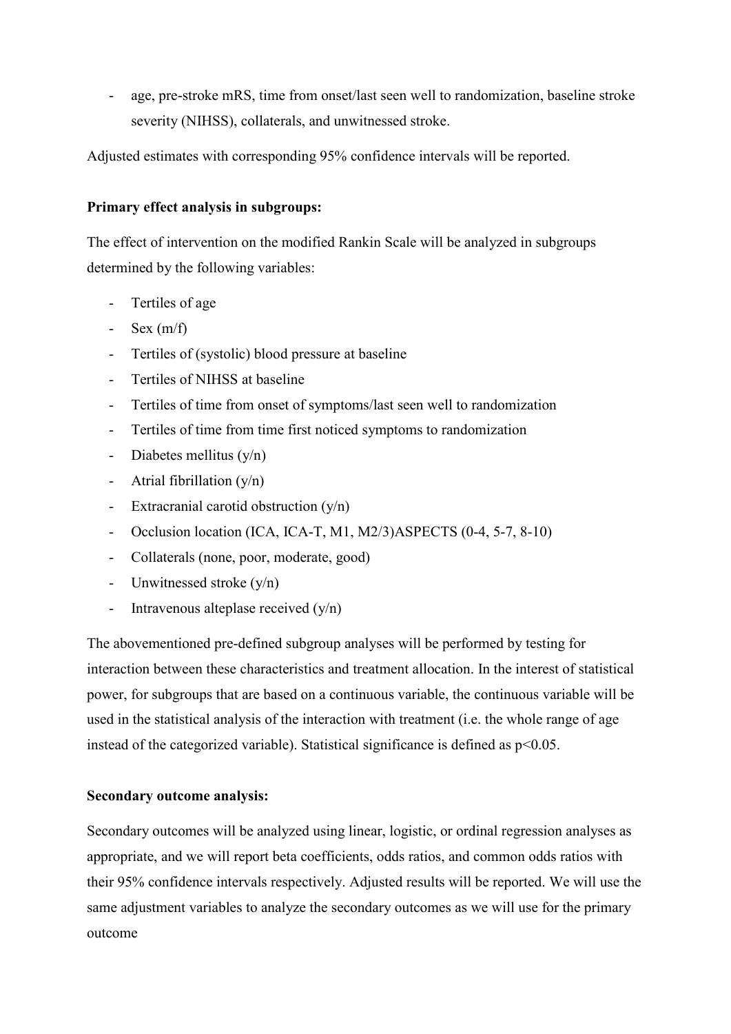- age, pre-stroke mRS, time from onset/last seen well to randomization, baseline stroke severity (NIHSS), collaterals, and unwitnessed stroke.

Adjusted estimates with corresponding 95% confidence intervals will be reported.

**Primary effect analysis in subgroups:**

The effect of intervention on the modified Rankin Scale will be analyzed in subgroups determined by the following variables:

- Tertiles of age
- Sex (m/f)
- Tertiles of (systolic) blood pressure at baseline
- Tertiles of NIHSS at baseline
- Tertiles of time from onset of symptoms/last seen well to randomization
- Tertiles of time from time first noticed symptoms to randomization
- Diabetes mellitus (y/n)
- Atrial fibrillation (y/n)
- Extracranial carotid obstruction (y/n)
- Occlusion location (ICA, ICA-T, M1, M2/3)ASPECTS (0-4, 5-7, 8-10)
- Collaterals (none, poor, moderate, good)
- Unwitnessed stroke (y/n)
- Intravenous alteplase received (y/n)

The abovementioned pre-defined subgroup analyses will be performed by testing for interaction between these characteristics and treatment allocation. In the interest of statistical power, for subgroups that are based on a continuous variable, the continuous variable will be used in the statistical analysis of the interaction with treatment (i.e. the whole range of age instead of the categorized variable). Statistical significance is defined as $p<0.05$.

**Secondary outcome analysis:**

Secondary outcomes will be analyzed using linear, logistic, or ordinal regression analyses as appropriate, and we will report beta coefficients, odds ratios, and common odds ratios with their 95% confidence intervals respectively. Adjusted results will be reported. We will use the same adjustment variables to analyze the secondary outcomes as we will use for the primary outcome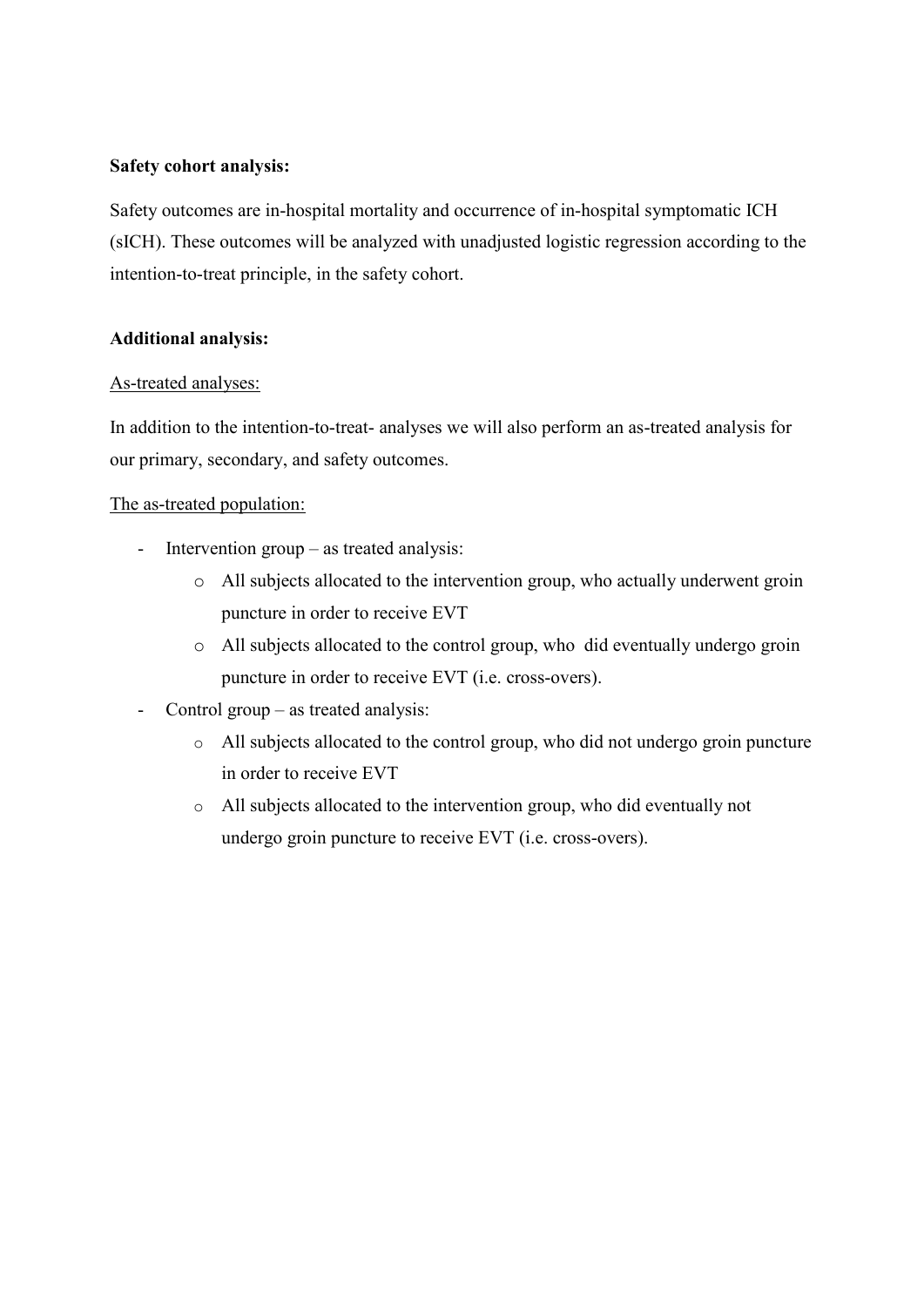**Safety cohort analysis:**

Safety outcomes are in-hospital mortality and occurrence of in-hospital symptomatic ICH (sICH). These outcomes will be analyzed with unadjusted logistic regression according to the intention-to-treat principle, in the safety cohort.

**Additional analysis:**

As-treated analyses:

In addition to the intention-to-treat- analyses we will also perform an as-treated analysis for our primary, secondary, and safety outcomes.

The as-treated population:

- Intervention group – as treated analysis:
    - All subjects allocated to the intervention group, who actually underwent groin puncture in order to receive EVT
    - All subjects allocated to the control group, who did eventually undergo groin puncture in order to receive EVT (i.e. cross-overs).
- Control group – as treated analysis:
    - All subjects allocated to the control group, who did not undergo groin puncture in order to receive EVT
    - All subjects allocated to the intervention group, who did eventually not undergo groin puncture to receive EVT (i.e. cross-overs).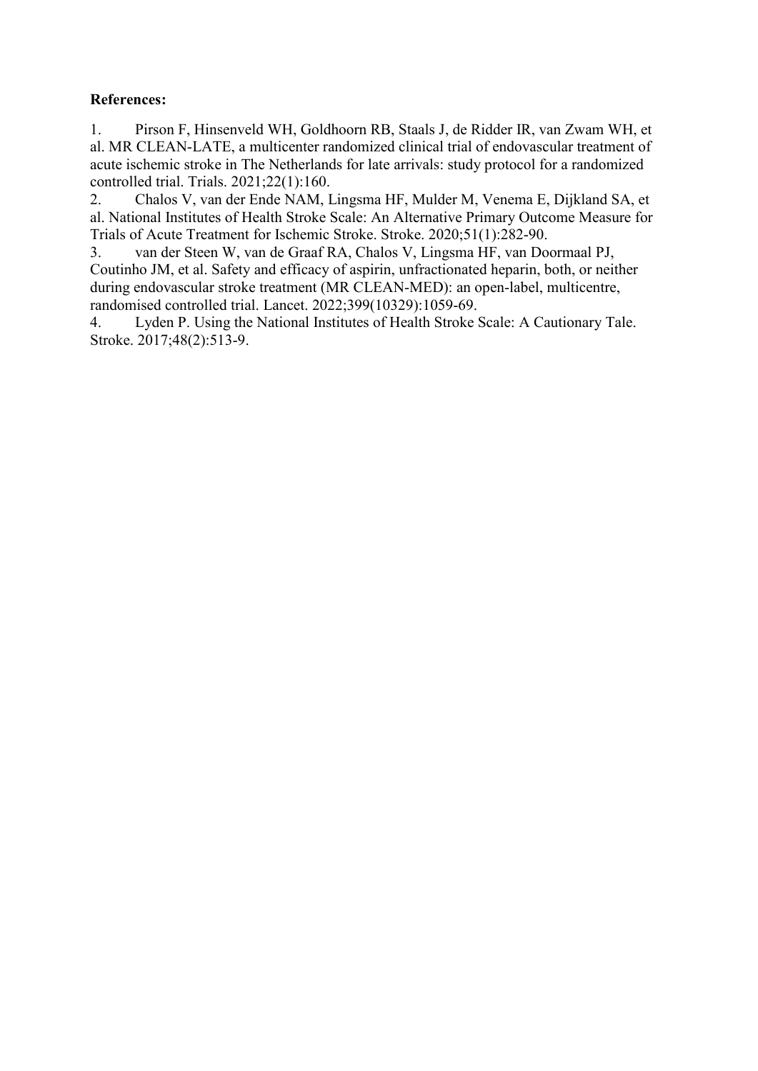**References:**

1. Pirson F, Hinsenveld WH, Goldhoorn RB, Staals J, de Ridder IR, van Zwam WH, et al. MR CLEAN-LATE, a multicenter randomized clinical trial of endovascular treatment of acute ischemic stroke in The Netherlands for late arrivals: study protocol for a randomized controlled trial. Trials. 2021;22(1):160.
2. Chalos V, van der Ende NAM, Lingsma HF, Mulder M, Venema E, Dijkland SA, et al. National Institutes of Health Stroke Scale: An Alternative Primary Outcome Measure for Trials of Acute Treatment for Ischemic Stroke. Stroke. 2020;51(1):282-90.
3. van der Steen W, van de Graaf RA, Chalos V, Lingsma HF, van Doormaal PJ, Coutinho JM, et al. Safety and efficacy of aspirin, unfractionated heparin, both, or neither during endovascular stroke treatment (MR CLEAN-MED): an open-label, multicentre, randomised controlled trial. Lancet. 2022;399(10329):1059-69.
4. Lyden P. Using the National Institutes of Health Stroke Scale: A Cautionary Tale. Stroke. 2017;48(2):513-9.